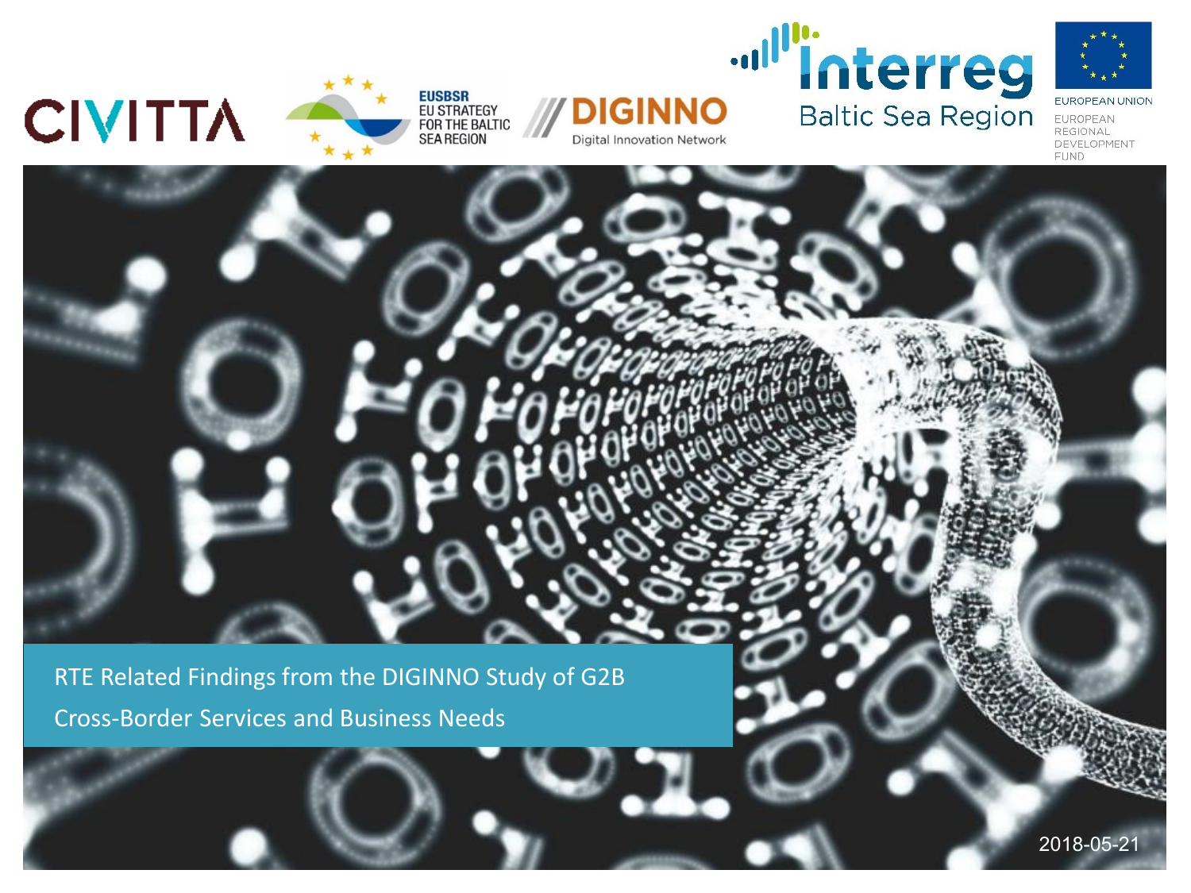CIVITTA

EUSBSR
EU STRATEGY FOR THE BALTIC SEA REGION

DIGINNO
Digital Innovation Network

Interreg
Baltic Sea Region

EUROPEAN UNION
EUROPEAN REGIONAL DEVELOPMENT FUND

# RTE Related Findings from the DIGINNO Study of G2B Cross-Border Services and Business Needs

2018-05-21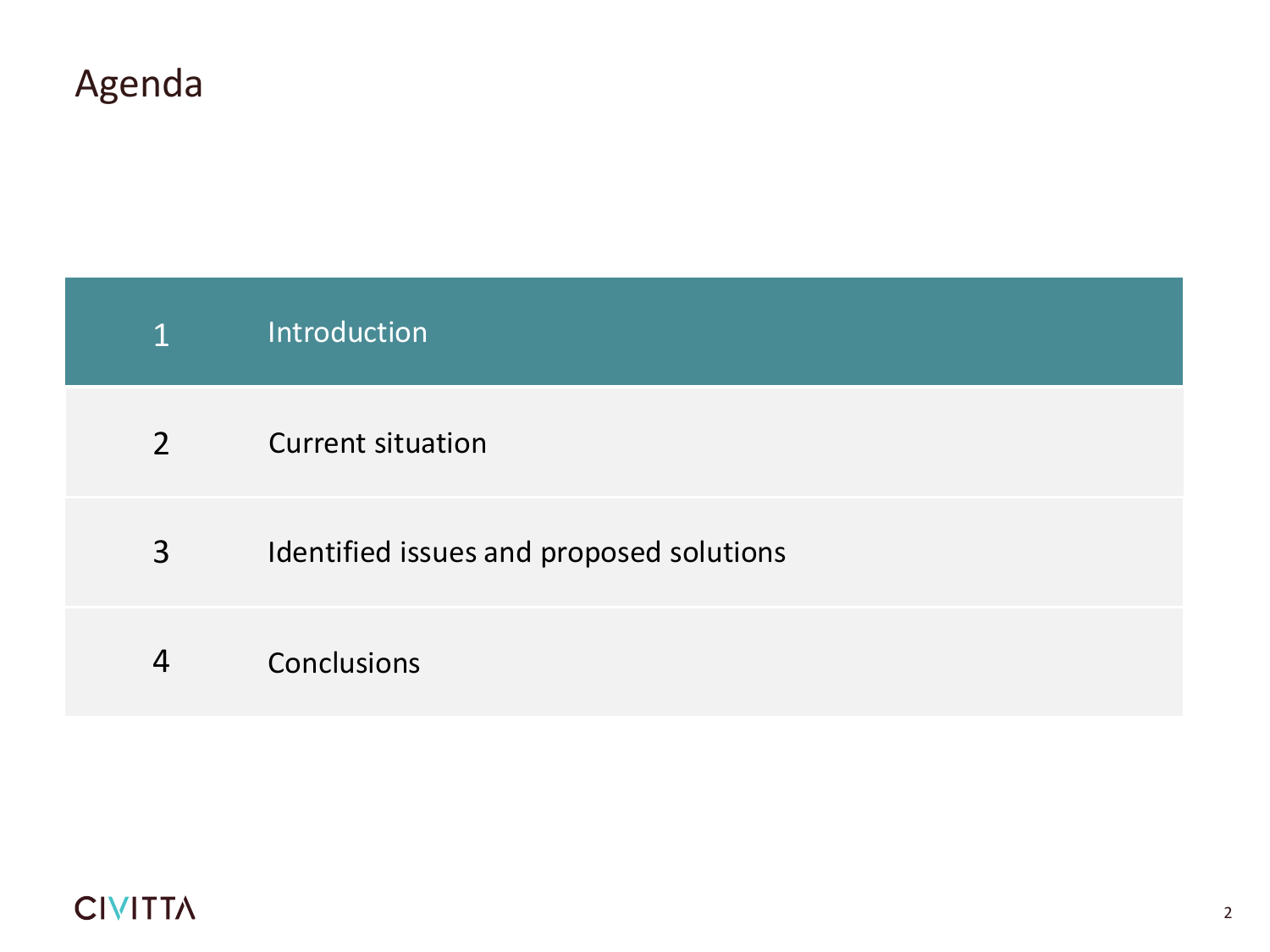# Agenda

| | |
|---|---|
| 1 | Introduction |
| 2 | Current situation |
| 3 | Identified issues and proposed solutions |
| 4 | Conclusions |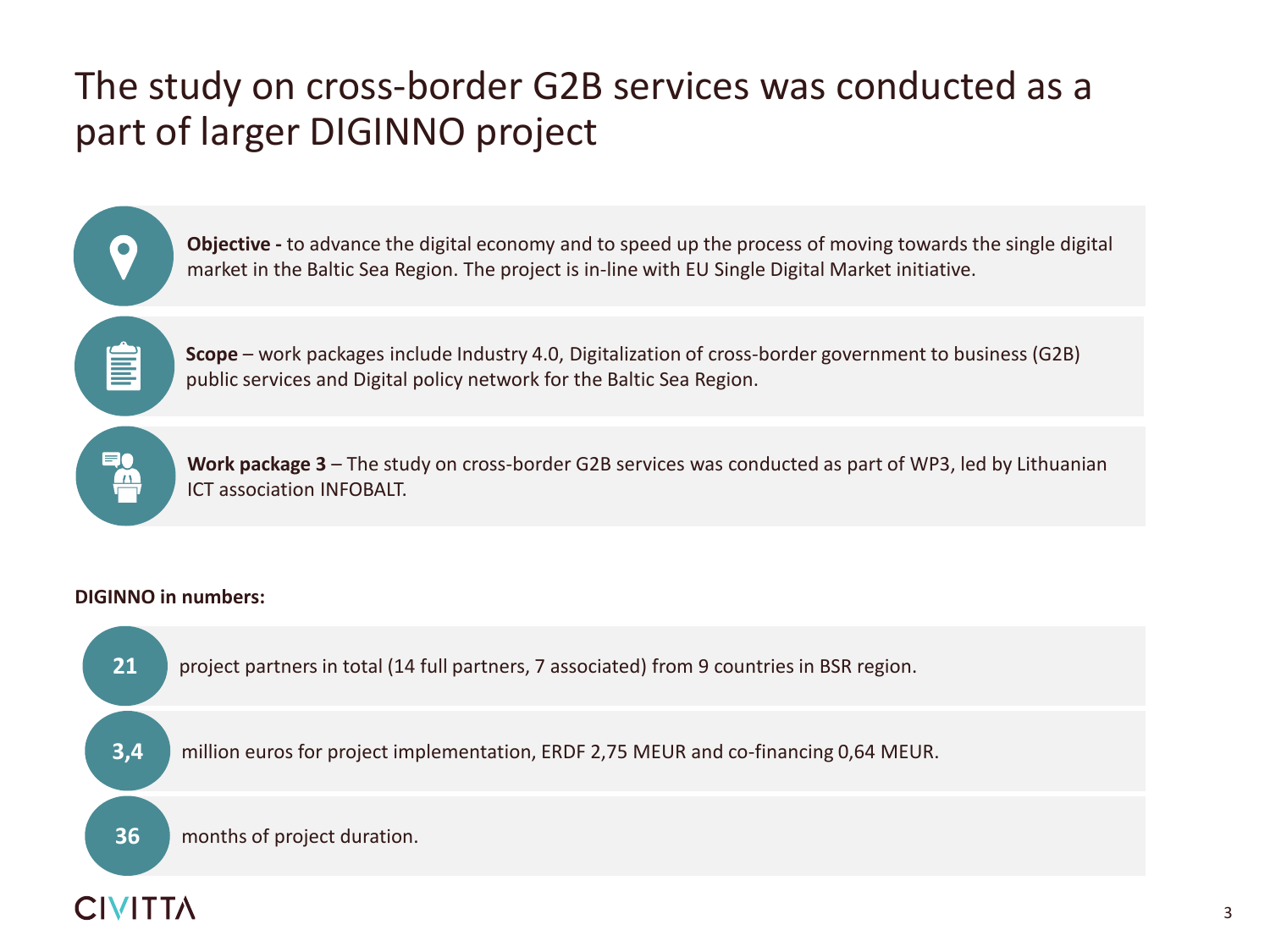# The study on cross-border G2B services was conducted as a part of larger DIGINNO project

**Objective -** to advance the digital economy and to speed up the process of moving towards the single digital market in the Baltic Sea Region. The project is in-line with EU Single Digital Market initiative.

**Scope** – work packages include Industry 4.0, Digitalization of cross-border government to business (G2B) public services and Digital policy network for the Baltic Sea Region.

**Work package 3** – The study on cross-border G2B services was conducted as part of WP3, led by Lithuanian ICT association INFOBALT.

**DIGINNO in numbers:**

- **21** project partners in total (14 full partners, 7 associated) from 9 countries in BSR region.
- **3,4** million euros for project implementation, ERDF 2,75 MEUR and co-financing 0,64 MEUR.
- **36** months of project duration.

CIVITTA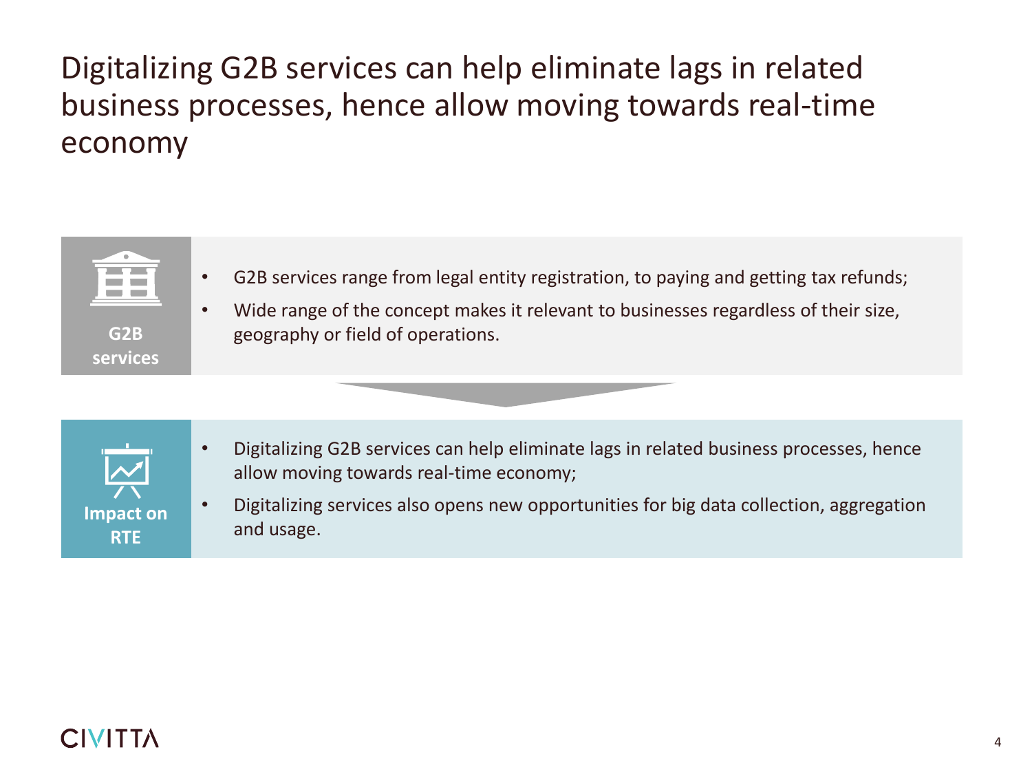# Digitalizing G2B services can help eliminate lags in related business processes, hence allow moving towards real-time economy

**G2B services**

- G2B services range from legal entity registration, to paying and getting tax refunds;
- Wide range of the concept makes it relevant to businesses regardless of their size, geography or field of operations.

**Impact on RTE**

- Digitalizing G2B services can help eliminate lags in related business processes, hence allow moving towards real-time economy;
- Digitalizing services also opens new opportunities for big data collection, aggregation and usage.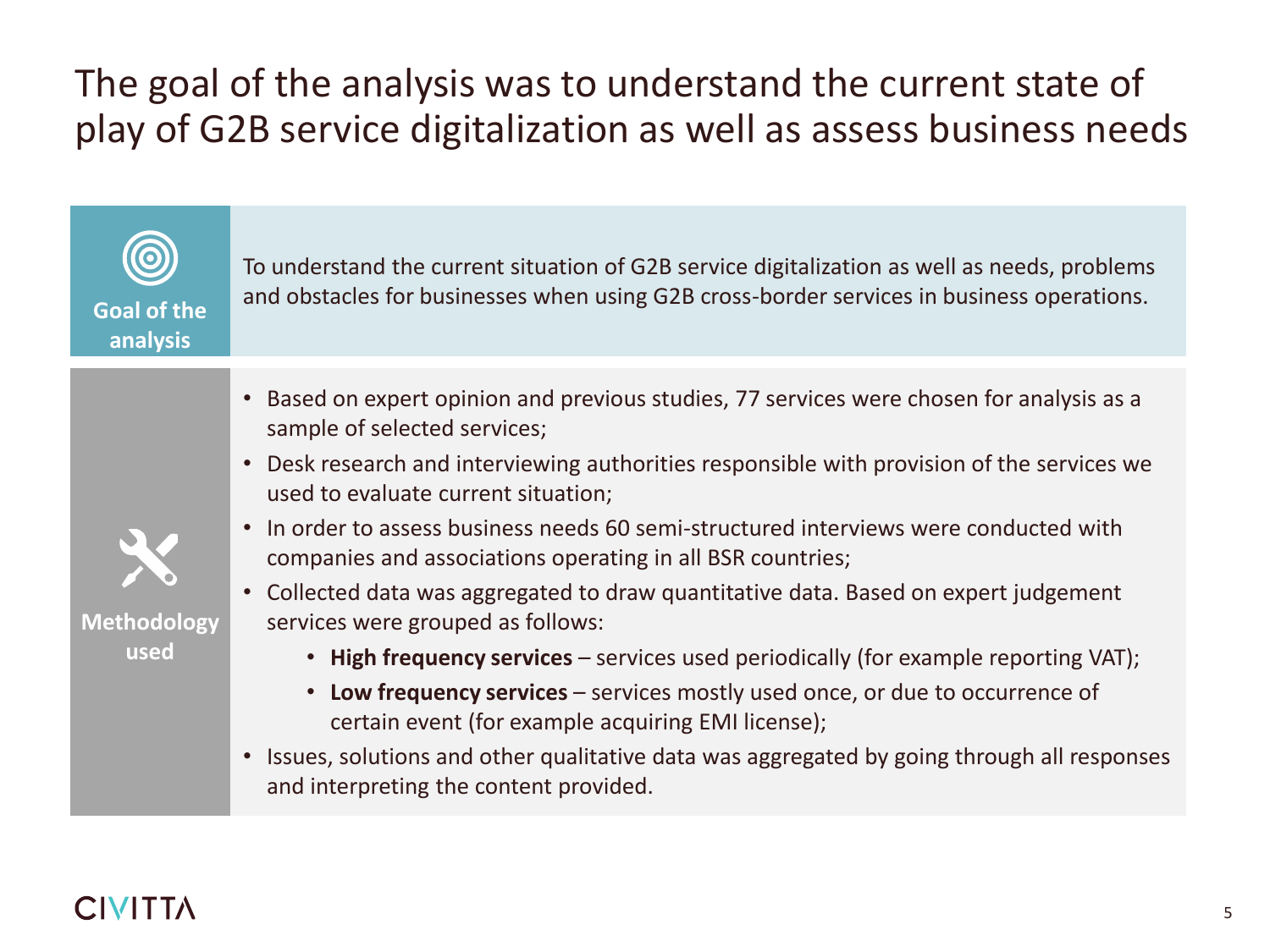# The goal of the analysis was to understand the current state of play of G2B service digitalization as well as assess business needs

**Goal of the analysis**

To understand the current situation of G2B service digitalization as well as needs, problems and obstacles for businesses when using G2B cross-border services in business operations.

**Methodology used**

- Based on expert opinion and previous studies, 77 services were chosen for analysis as a sample of selected services;
- Desk research and interviewing authorities responsible with provision of the services we used to evaluate current situation;
- In order to assess business needs 60 semi-structured interviews were conducted with companies and associations operating in all BSR countries;
- Collected data was aggregated to draw quantitative data. Based on expert judgement services were grouped as follows:
    - **High frequency services** – services used periodically (for example reporting VAT);
    - **Low frequency services** – services mostly used once, or due to occurrence of certain event (for example acquiring EMI license);
- Issues, solutions and other qualitative data was aggregated by going through all responses and interpreting the content provided.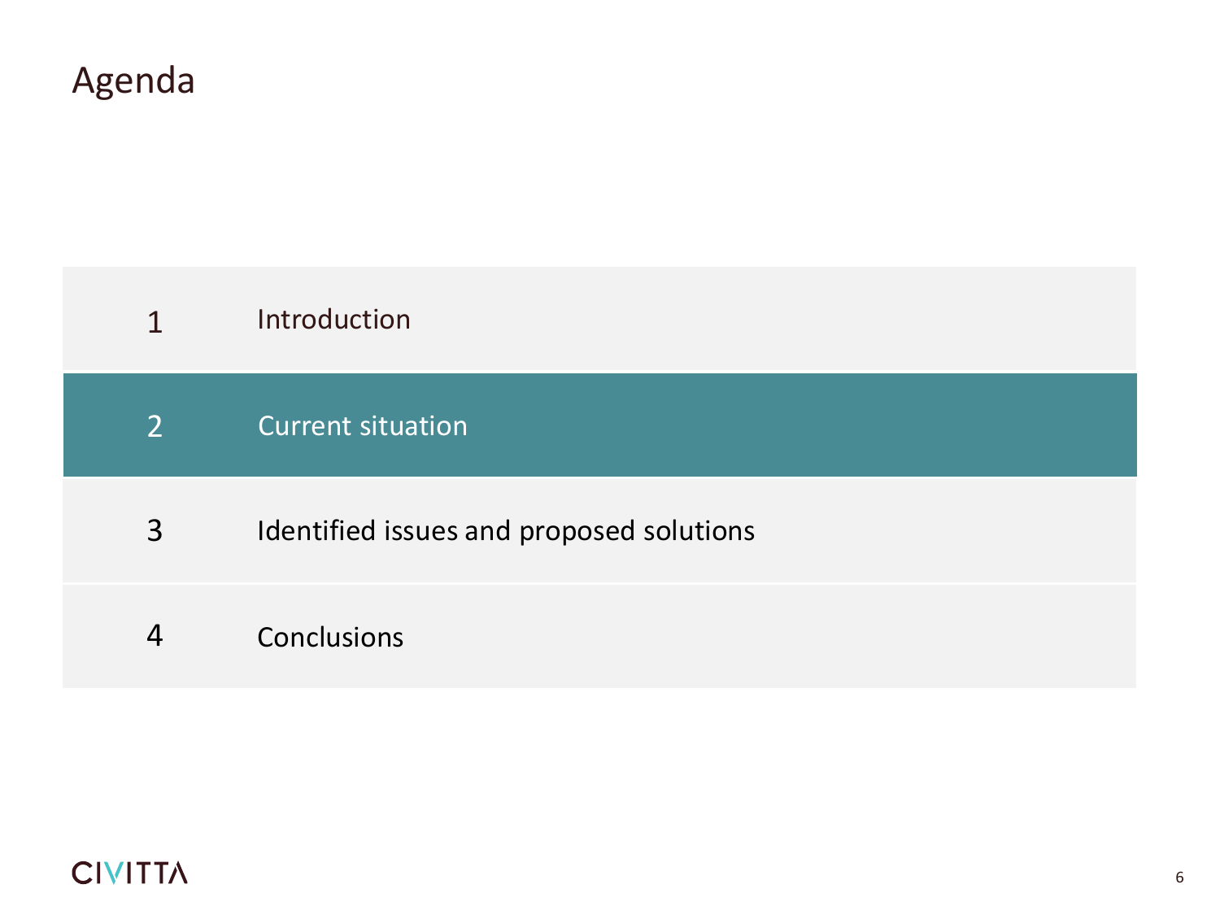# Agenda

| | |
|---|---|
| 1 | Introduction |
| 2 | **Current situation** |
| 3 | Identified issues and proposed solutions |
| 4 | Conclusions |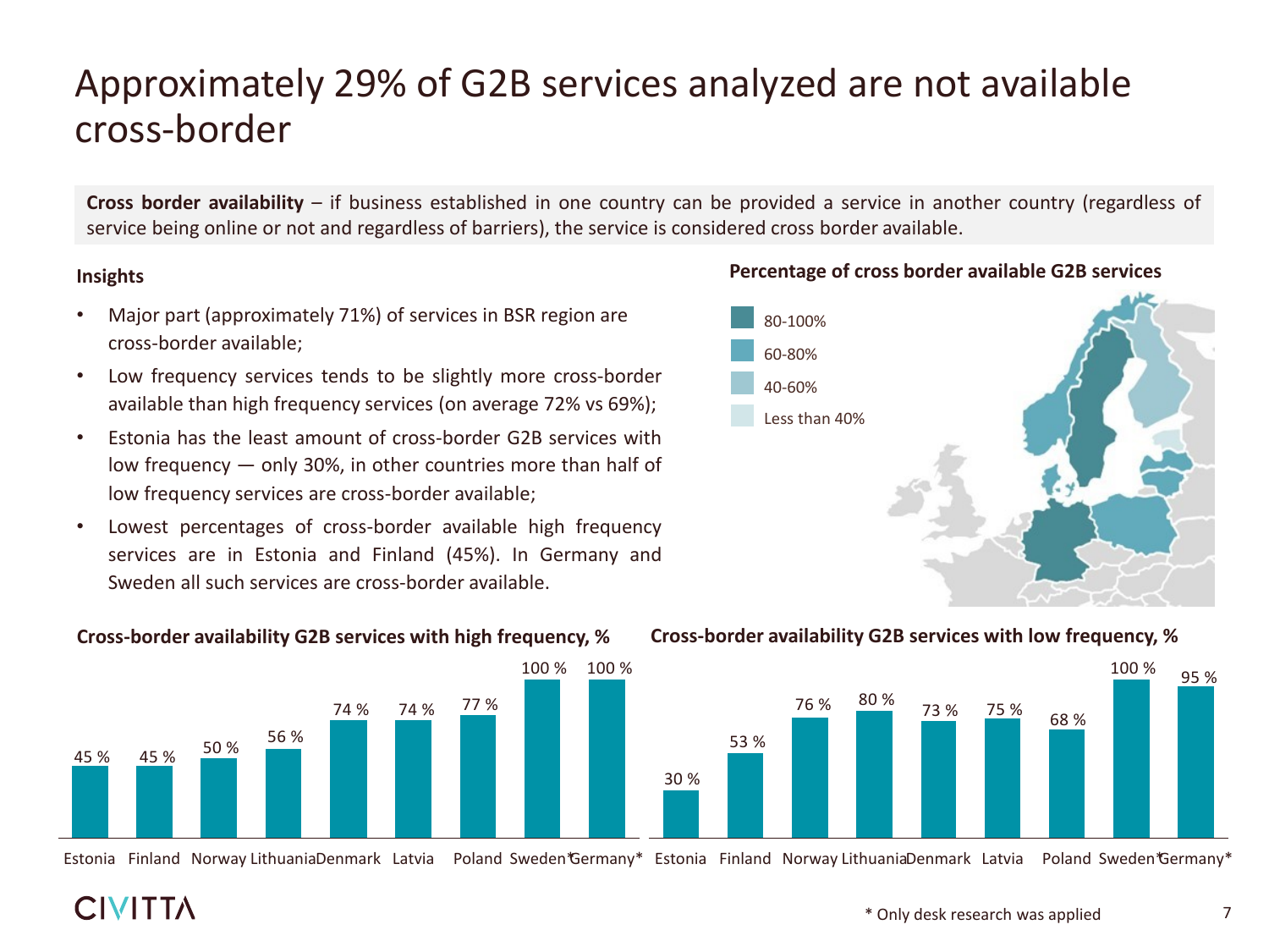# Approximately 29% of G2B services analyzed are not available cross-border

**Cross border availability** – if business established in one country can be provided a service in another country (regardless of service being online or not and regardless of barriers), the service is considered cross border available.

**Insights**

- Major part (approximately 71%) of services in BSR region are cross-border available;
- Low frequency services tends to be slightly more cross-border available than high frequency services (on average 72% vs 69%);
- Estonia has the least amount of cross-border G2B services with low frequency — only 30%, in other countries more than half of low frequency services are cross-border available;
- Lowest percentages of cross-border available high frequency services are in Estonia and Finland (45%). In Germany and Sweden all such services are cross-border available.

**Percentage of cross border available G2B services**

- 80-100%
- 60-80%
- 40-60%
- Less than 40%

**Cross-border availability G2B services with high frequency, %**

| Country | % |
|---|---|
| Estonia | 45 % |
| Finland | 45 % |
| Norway | 50 % |
| Lithuania | 56 % |
| Denmark | 74 % |
| Latvia | 74 % |
| Poland | 77 % |
| Sweden* | 100 % |
| Germany* | 100 % |

**Cross-border availability G2B services with low frequency, %**

| Country | % |
|---|---|
| Estonia | 30 % |
| Finland | 53 % |
| Norway | 76 % |
| Lithuania | 80 % |
| Denmark | 73 % |
| Latvia | 75 % |
| Poland | 68 % |
| Sweden* | 100 % |
| Germany* | 95 % |

\* Only desk research was applied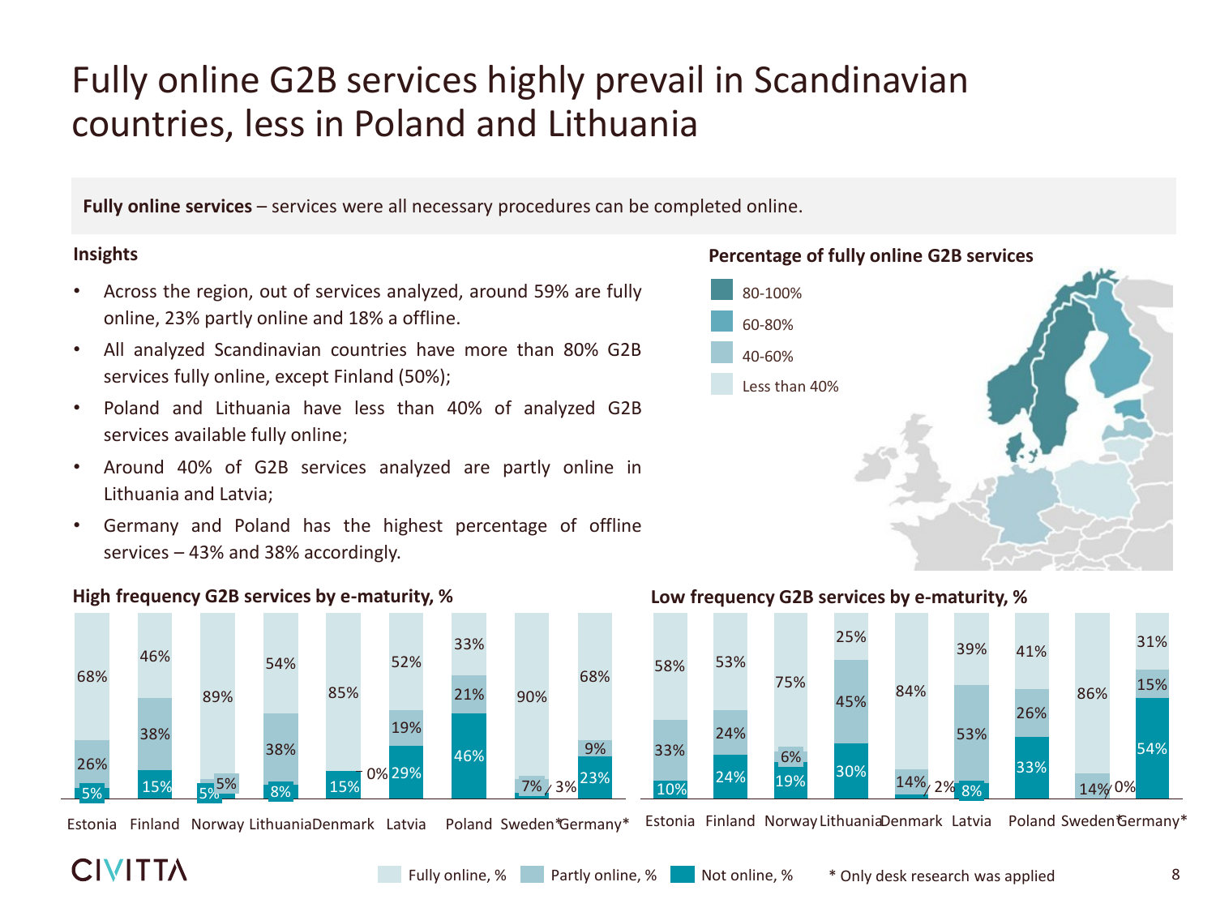# Fully online G2B services highly prevail in Scandinavian countries, less in Poland and Lithuania

**Fully online services** – services were all necessary procedures can be completed online.

**Insights**

- Across the region, out of services analyzed, around 59% are fully online, 23% partly online and 18% a offline.
- All analyzed Scandinavian countries have more than 80% G2B services fully online, except Finland (50%);
- Poland and Lithuania have less than 40% of analyzed G2B services available fully online;
- Around 40% of G2B services analyzed are partly online in Lithuania and Latvia;
- Germany and Poland has the highest percentage of offline services – 43% and 38% accordingly.

**Percentage of fully online G2B services**

- 80-100%
- 60-80%
- 40-60%
- Less than 40%

**High frequency G2B services by e-maturity, %**

| Country | Fully online, % | Partly online, % | Not online, % |
|---|---|---|---|
| Estonia | 68% | 26% | 5% |
| Finland | 46% | 38% | 15% |
| Norway | 89% | 5% | 5% |
| Lithuania | 54% | 38% | 8% |
| Denmark | 85% | 0% | 15% |
| Latvia | 52% | 19% | 29% |
| Poland | 33% | 21% | 46% |
| Sweden* | 90% | 7% | 3% |
| Germany* | 68% | 9% | 23% |

**Low frequency G2B services by e-maturity, %**

| Country | Fully online, % | Partly online, % | Not online, % |
|---|---|---|---|
| Estonia | 58% | 33% | 10% |
| Finland | 53% | 24% | 24% |
| Norway | 75% | 6% | 19% |
| Lithuania | 25% | 45% | 30% |
| Denmark | 84% | 14% | 2% |
| Latvia | 39% | 53% | 8% |
| Poland | 41% | 26% | 33% |
| Sweden* | 86% | 14% | 0% |
| Germany* | 31% | 15% | 54% |

\* Only desk research was applied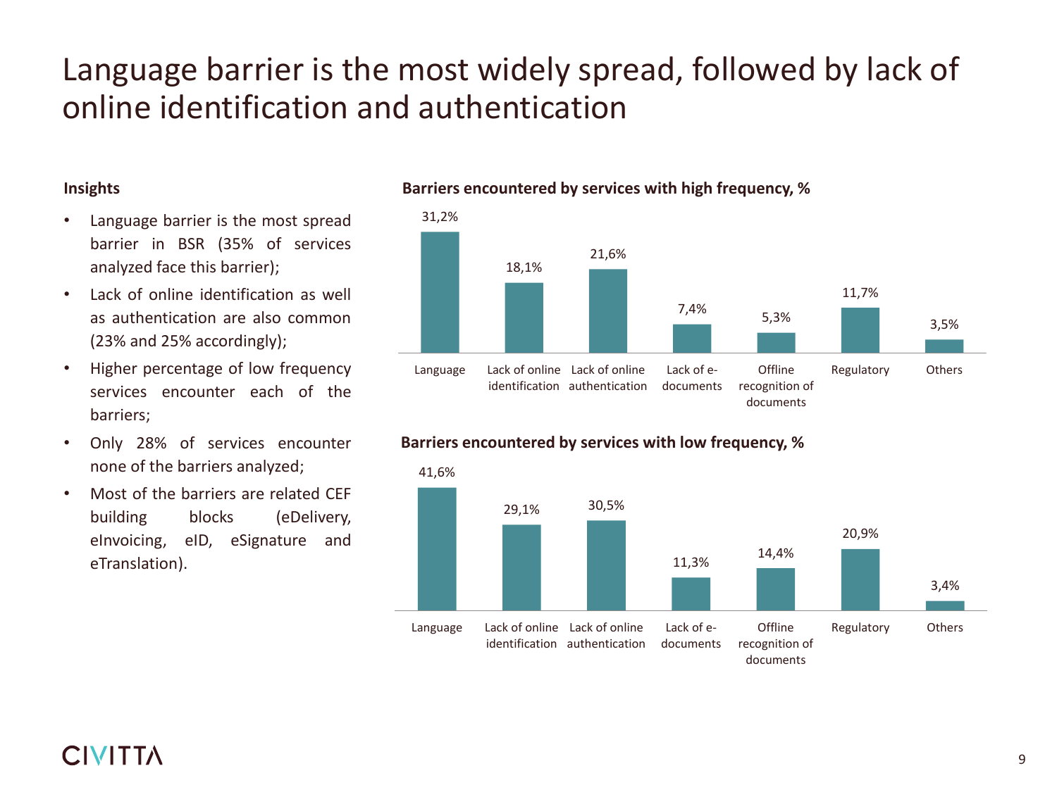# Language barrier is the most widely spread, followed by lack of online identification and authentication

**Insights**

- Language barrier is the most spread barrier in BSR (35% of services analyzed face this barrier);
- Lack of online identification as well as authentication are also common (23% and 25% accordingly);
- Higher percentage of low frequency services encounter each of the barriers;
- Only 28% of services encounter none of the barriers analyzed;
- Most of the barriers are related CEF building blocks (eDelivery, eInvoicing, eID, eSignature and eTranslation).

**Barriers encountered by services with high frequency, %**

| Language | Lack of online identification | Lack of online authentication | Lack of e-documents | Offline recognition of documents | Regulatory | Others |
|---|---|---|---|---|---|---|
| 31,2% | 18,1% | 21,6% | 7,4% | 5,3% | 11,7% | 3,5% |

**Barriers encountered by services with low frequency, %**

| Language | Lack of online identification | Lack of online authentication | Lack of e-documents | Offline recognition of documents | Regulatory | Others |
|---|---|---|---|---|---|---|
| 41,6% | 29,1% | 30,5% | 11,3% | 14,4% | 20,9% | 3,4% |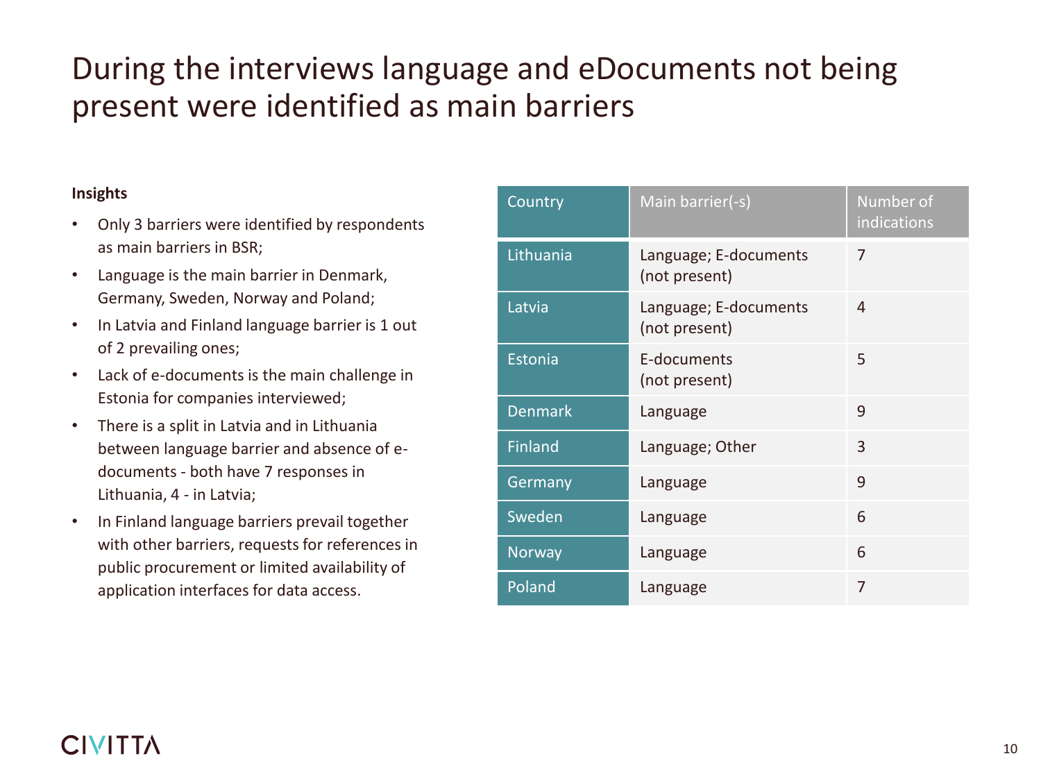# During the interviews language and eDocuments not being present were identified as main barriers

**Insights**

- Only 3 barriers were identified by respondents as main barriers in BSR;
- Language is the main barrier in Denmark, Germany, Sweden, Norway and Poland;
- In Latvia and Finland language barrier is 1 out of 2 prevailing ones;
- Lack of e-documents is the main challenge in Estonia for companies interviewed;
- There is a split in Latvia and in Lithuania between language barrier and absence of e-documents - both have 7 responses in Lithuania, 4 - in Latvia;
- In Finland language barriers prevail together with other barriers, requests for references in public procurement or limited availability of application interfaces for data access.

| Country | Main barrier(-s) | Number of indications |
|---|---|---|
| Lithuania | Language; E-documents (not present) | 7 |
| Latvia | Language; E-documents (not present) | 4 |
| Estonia | E-documents (not present) | 5 |
| Denmark | Language | 9 |
| Finland | Language; Other | 3 |
| Germany | Language | 9 |
| Sweden | Language | 6 |
| Norway | Language | 6 |
| Poland | Language | 7 |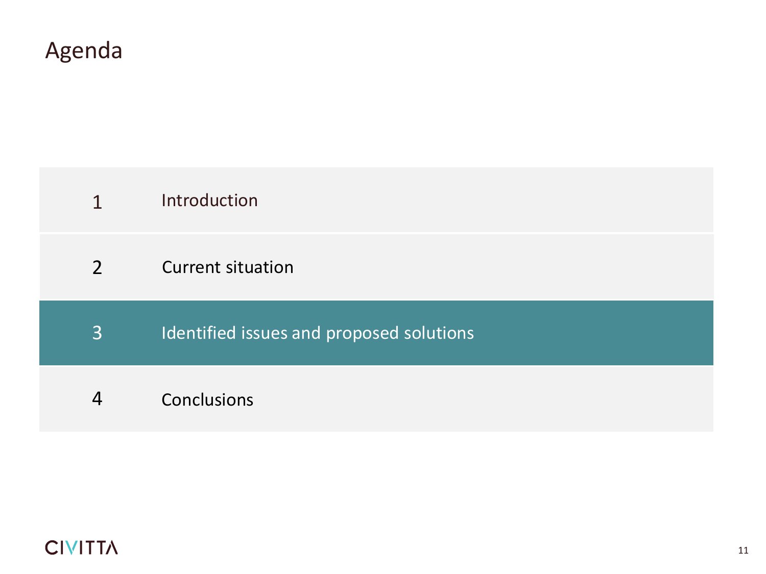# Agenda

| | |
|---|---|
| 1 | Introduction |
| 2 | Current situation |
| 3 | Identified issues and proposed solutions |
| 4 | Conclusions |

CIVITTA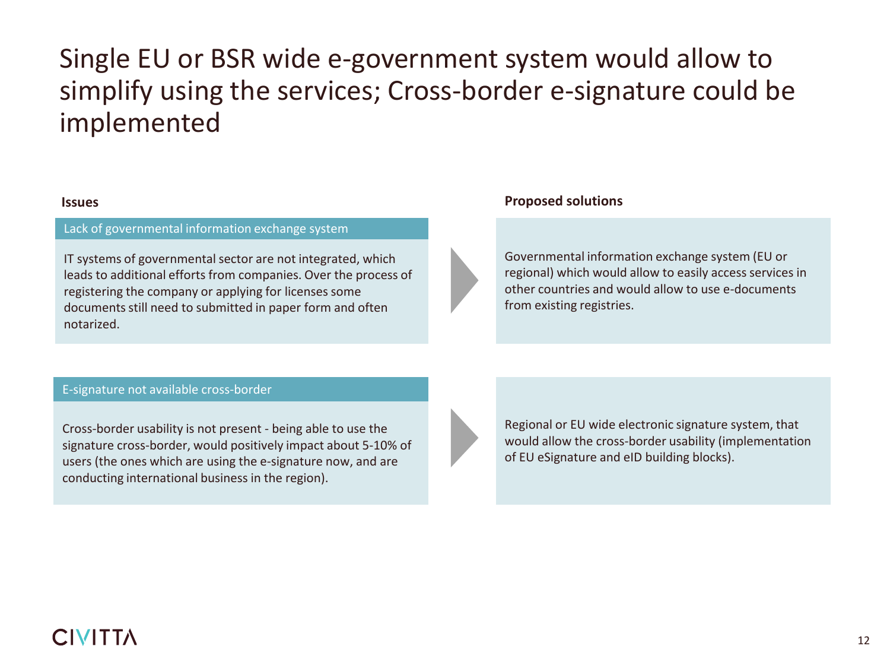# Single EU or BSR wide e-government system would allow to simplify using the services; Cross-border e-signature could be implemented

| Issues | Proposed solutions |
| --- | --- |
| **Lack of governmental information exchange system**<br>IT systems of governmental sector are not integrated, which leads to additional efforts from companies. Over the process of registering the company or applying for licenses some documents still need to submitted in paper form and often notarized. | Governmental information exchange system (EU or regional) which would allow to easily access services in other countries and would allow to use e-documents from existing registries. |
| **E-signature not available cross-border**<br>Cross-border usability is not present - being able to use the signature cross-border, would positively impact about 5-10% of users (the ones which are using the e-signature now, and are conducting international business in the region). | Regional or EU wide electronic signature system, that would allow the cross-border usability (implementation of EU eSignature and eID building blocks). |

CIVITTA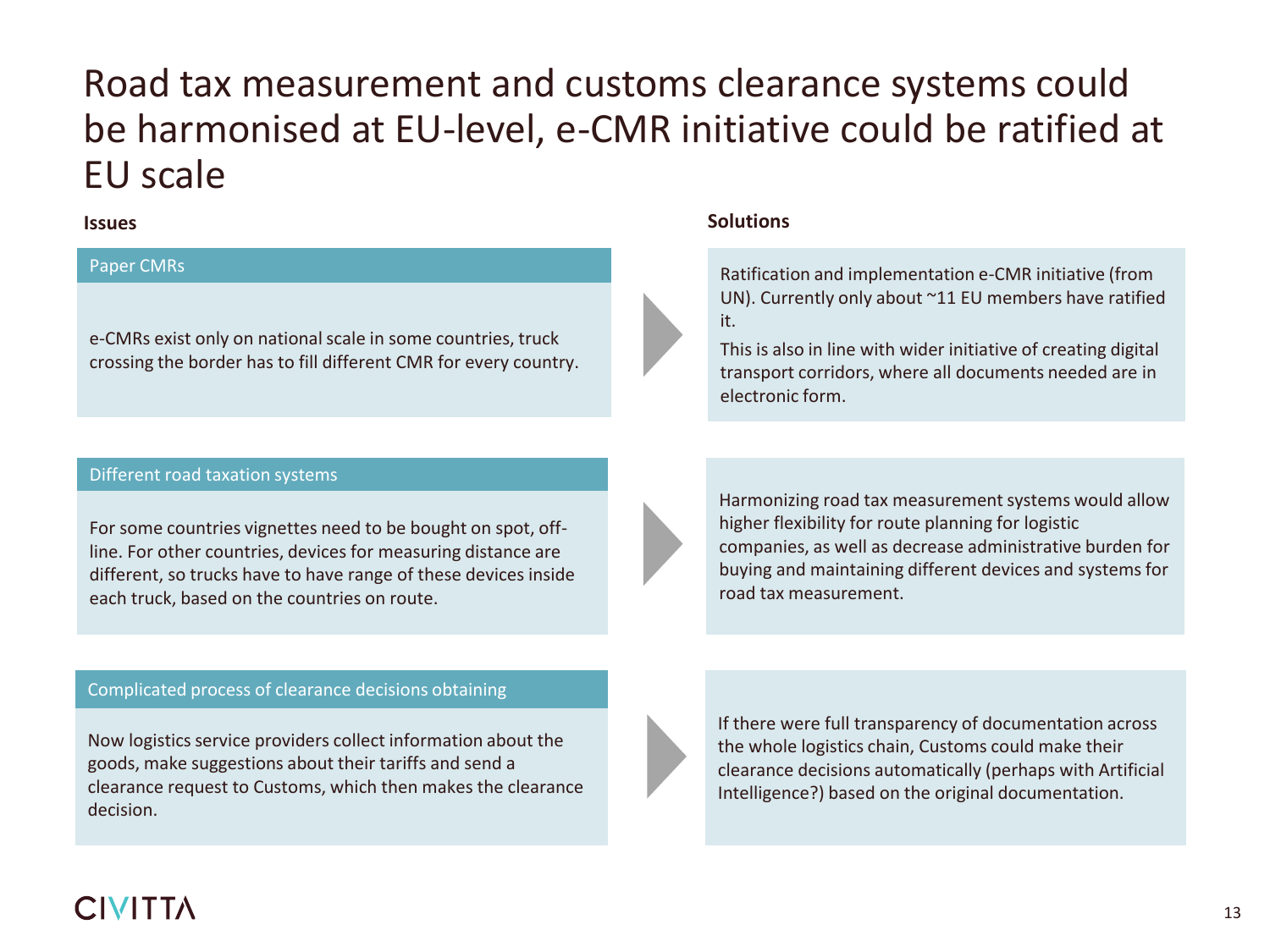# Road tax measurement and customs clearance systems could be harmonised at EU-level, e-CMR initiative could be ratified at EU scale

| Issues | Solutions |
| --- | --- |
| **Paper CMRs**<br><br>e-CMRs exist only on national scale in some countries, truck crossing the border has to fill different CMR for every country. | Ratification and implementation e-CMR initiative (from UN). Currently only about ~11 EU members have ratified it.<br><br>This is also in line with wider initiative of creating digital transport corridors, where all documents needed are in electronic form. |
| **Different road taxation systems**<br><br>For some countries vignettes need to be bought on spot, off-line. For other countries, devices for measuring distance are different, so trucks have to have range of these devices inside each truck, based on the countries on route. | Harmonizing road tax measurement systems would allow higher flexibility for route planning for logistic companies, as well as decrease administrative burden for buying and maintaining different devices and systems for road tax measurement. |
| **Complicated process of clearance decisions obtaining**<br><br>Now logistics service providers collect information about the goods, make suggestions about their tariffs and send a clearance request to Customs, which then makes the clearance decision. | If there were full transparency of documentation across the whole logistics chain, Customs could make their clearance decisions automatically (perhaps with Artificial Intelligence?) based on the original documentation. |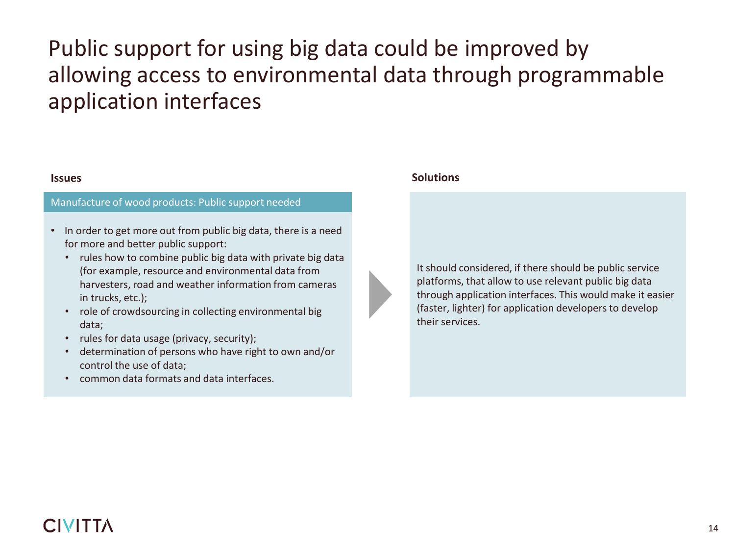# Public support for using big data could be improved by allowing access to environmental data through programmable application interfaces

**Issues**

**Manufacture of wood products: Public support needed**

- In order to get more out from public big data, there is a need for more and better public support:
  - rules how to combine public big data with private big data (for example, resource and environmental data from harvesters, road and weather information from cameras in trucks, etc.);
  - role of crowdsourcing in collecting environmental big data;
  - rules for data usage (privacy, security);
  - determination of persons who have right to own and/or control the use of data;
  - common data formats and data interfaces.

**Solutions**

It should considered, if there should be public service platforms, that allow to use relevant public big data through application interfaces. This would make it easier (faster, lighter) for application developers to develop their services.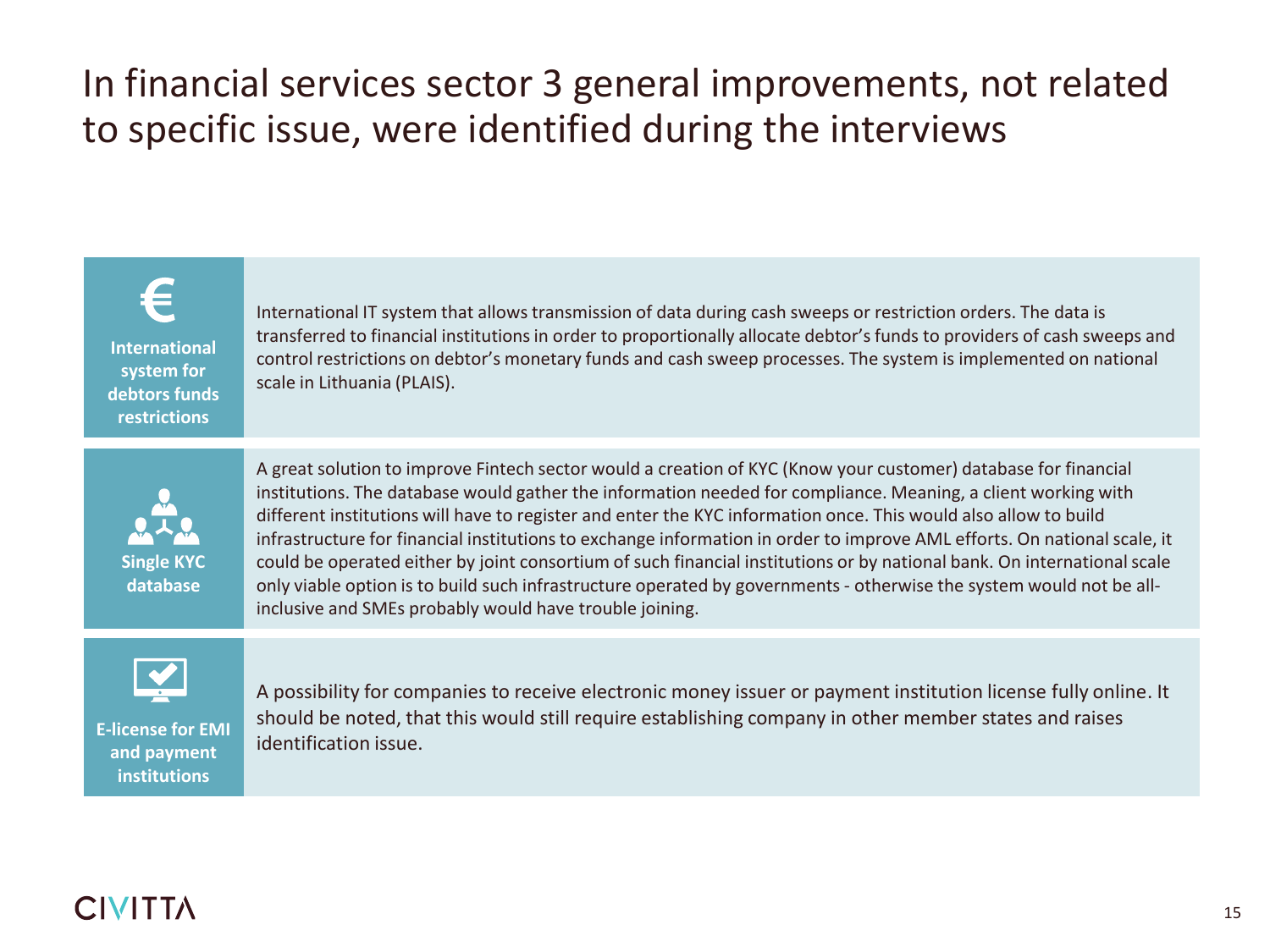# In financial services sector 3 general improvements, not related to specific issue, were identified during the interviews

| | |
|---|---|
| **International system for debtors funds restrictions** | International IT system that allows transmission of data during cash sweeps or restriction orders. The data is transferred to financial institutions in order to proportionally allocate debtor's funds to providers of cash sweeps and control restrictions on debtor's monetary funds and cash sweep processes. The system is implemented on national scale in Lithuania (PLAIS). |
| **Single KYC database** | A great solution to improve Fintech sector would a creation of KYC (Know your customer) database for financial institutions. The database would gather the information needed for compliance. Meaning, a client working with different institutions will have to register and enter the KYC information once. This would also allow to build infrastructure for financial institutions to exchange information in order to improve AML efforts. On national scale, it could be operated either by joint consortium of such financial institutions or by national bank. On international scale only viable option is to build such infrastructure operated by governments - otherwise the system would not be all-inclusive and SMEs probably would have trouble joining. |
| **E-license for EMI and payment institutions** | A possibility for companies to receive electronic money issuer or payment institution license fully online. It should be noted, that this would still require establishing company in other member states and raises identification issue. |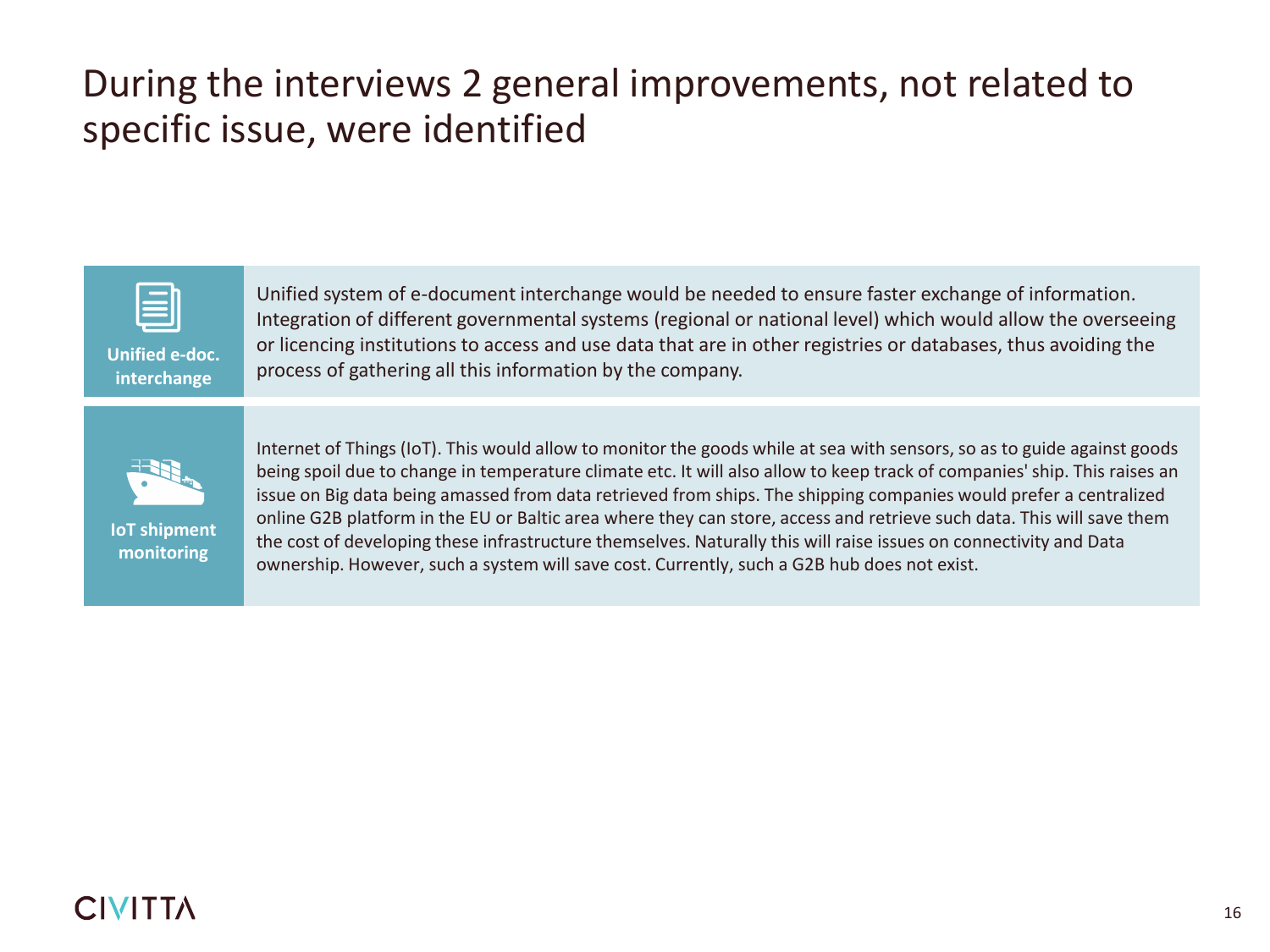# During the interviews 2 general improvements, not related to specific issue, were identified

**Unified e-doc. interchange**

Unified system of e-document interchange would be needed to ensure faster exchange of information. Integration of different governmental systems (regional or national level) which would allow the overseeing or licencing institutions to access and use data that are in other registries or databases, thus avoiding the process of gathering all this information by the company.

**IoT shipment monitoring**

Internet of Things (IoT). This would allow to monitor the goods while at sea with sensors, so as to guide against goods being spoil due to change in temperature climate etc. It will also allow to keep track of companies' ship. This raises an issue on Big data being amassed from data retrieved from ships. The shipping companies would prefer a centralized online G2B platform in the EU or Baltic area where they can store, access and retrieve such data. This will save them the cost of developing these infrastructure themselves. Naturally this will raise issues on connectivity and Data ownership. However, such a system will save cost. Currently, such a G2B hub does not exist.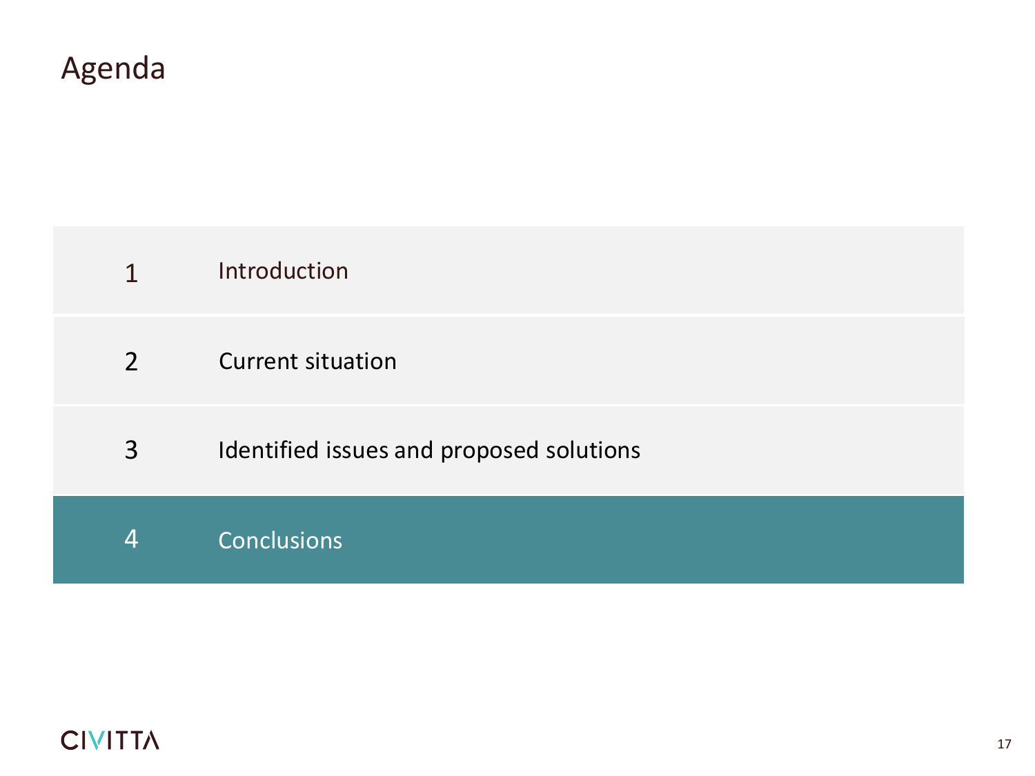# Agenda

| | |
|---|---|
| 1 | Introduction |
| 2 | Current situation |
| 3 | Identified issues and proposed solutions |
| 4 | Conclusions |

CIVITTA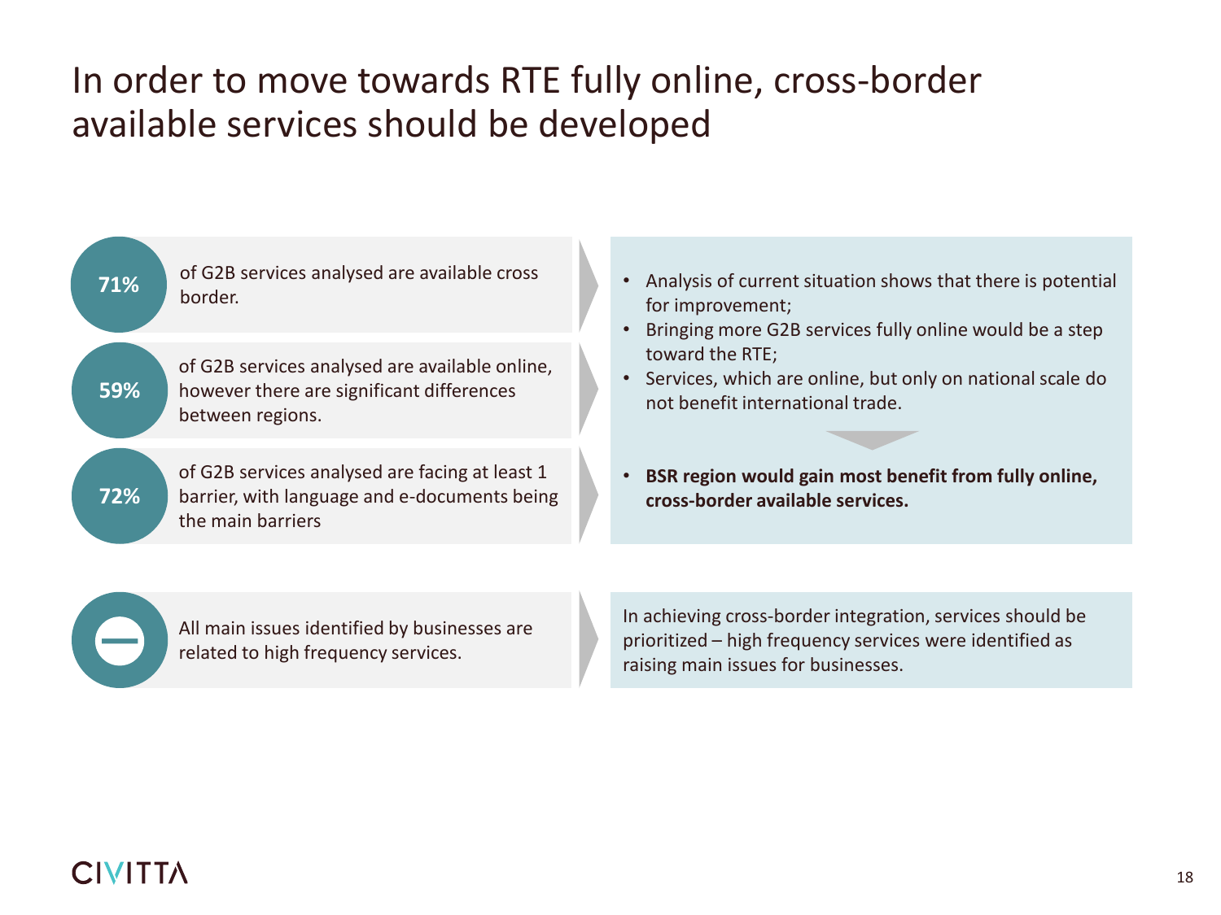# In order to move towards RTE fully online, cross-border available services should be developed

**71%** of G2B services analysed are available cross border.

**59%** of G2B services analysed are available online, however there are significant differences between regions.

**72%** of G2B services analysed are facing at least 1 barrier, with language and e-documents being the main barriers

- Analysis of current situation shows that there is potential for improvement;
- Bringing more G2B services fully online would be a step toward the RTE;
- Services, which are online, but only on national scale do not benefit international trade.

- **BSR region would gain most benefit from fully online, cross-border available services.**

All main issues identified by businesses are related to high frequency services.

In achieving cross-border integration, services should be prioritized – high frequency services were identified as raising main issues for businesses.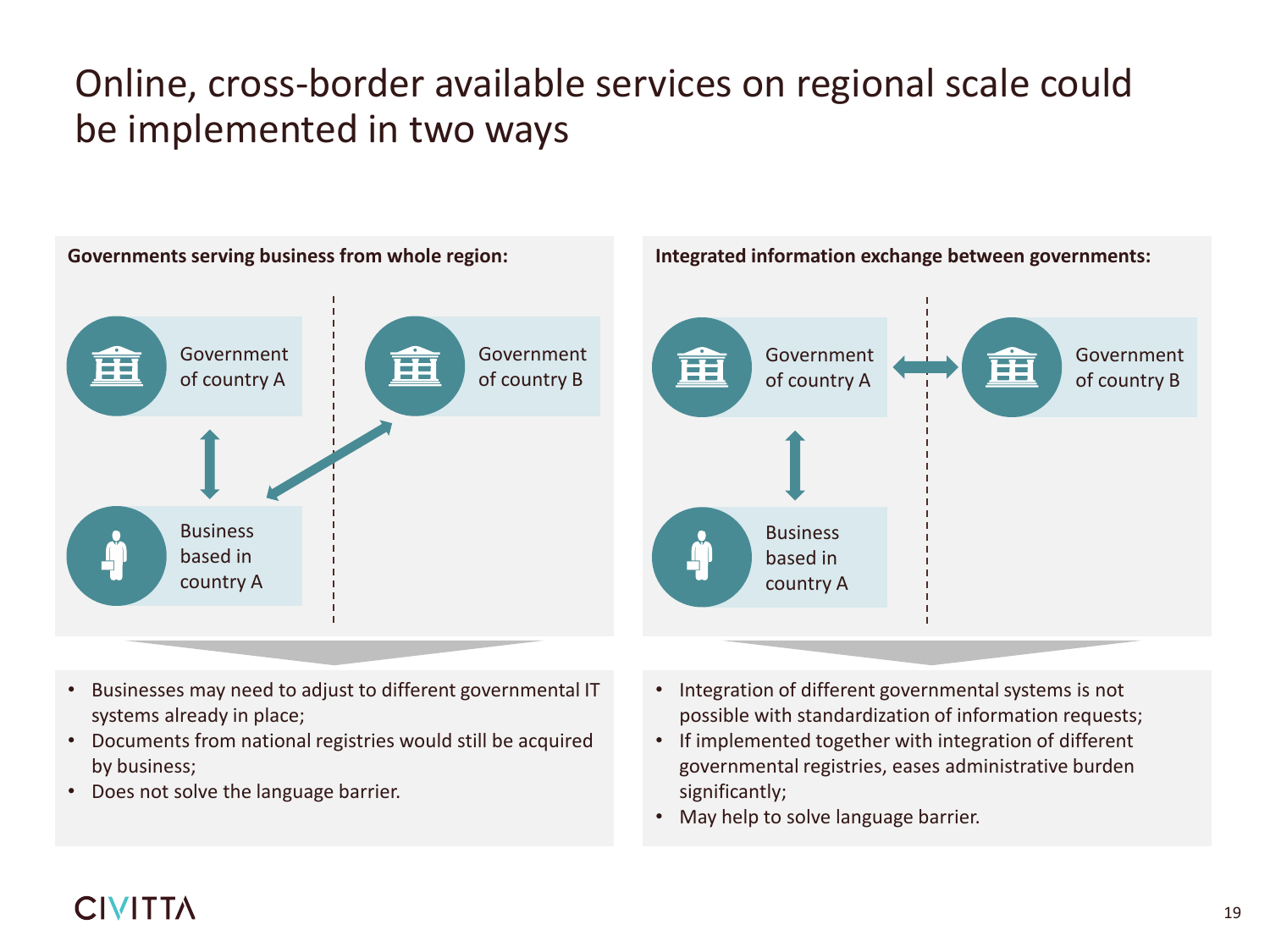# Online, cross-border available services on regional scale could be implemented in two ways

**Governments serving business from whole region:**

Government of country A

Government of country B

Business based in country A

- Businesses may need to adjust to different governmental IT systems already in place;
- Documents from national registries would still be acquired by business;
- Does not solve the language barrier.

**Integrated information exchange between governments:**

Government of country A

Government of country B

Business based in country A

- Integration of different governmental systems is not possible with standardization of information requests;
- If implemented together with integration of different governmental registries, eases administrative burden significantly;
- May help to solve language barrier.

CIVITTA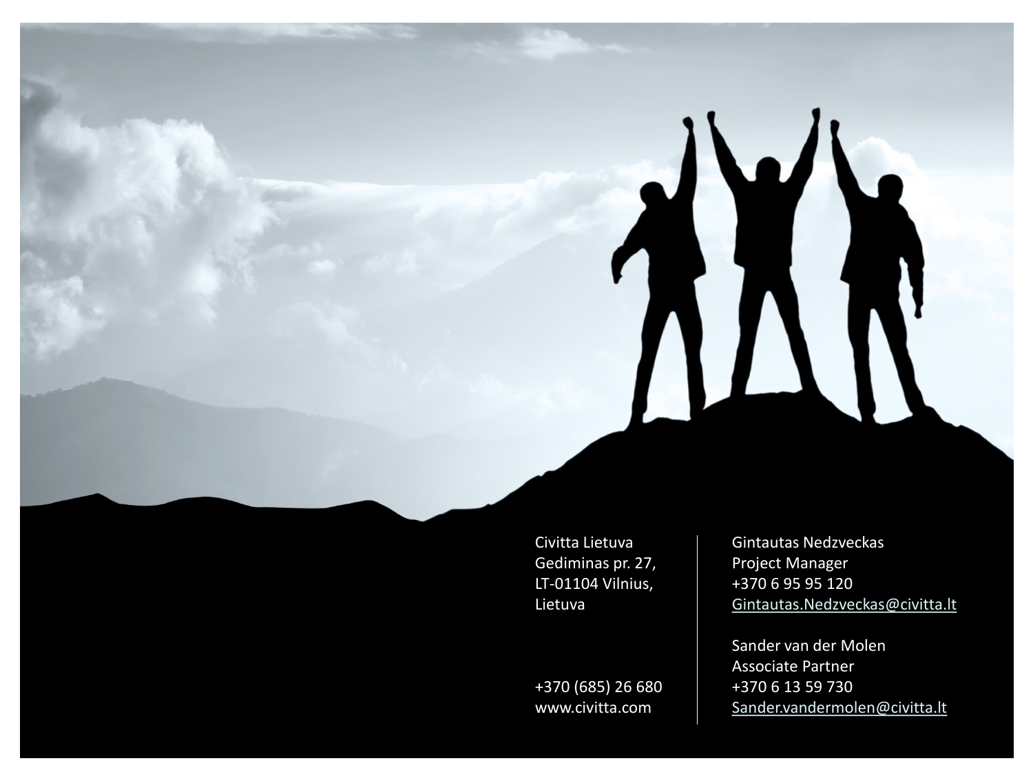Civitta Lietuva
Gediminas pr. 27,
LT-01104 Vilnius,
Lietuva

+370 (685) 26 680
www.civitta.com

Gintautas Nedzveckas
Project Manager
+370 6 95 95 120
Gintautas.Nedzveckas@civitta.lt

Sander van der Molen
Associate Partner
+370 6 13 59 730
Sander.vandermolen@civitta.lt